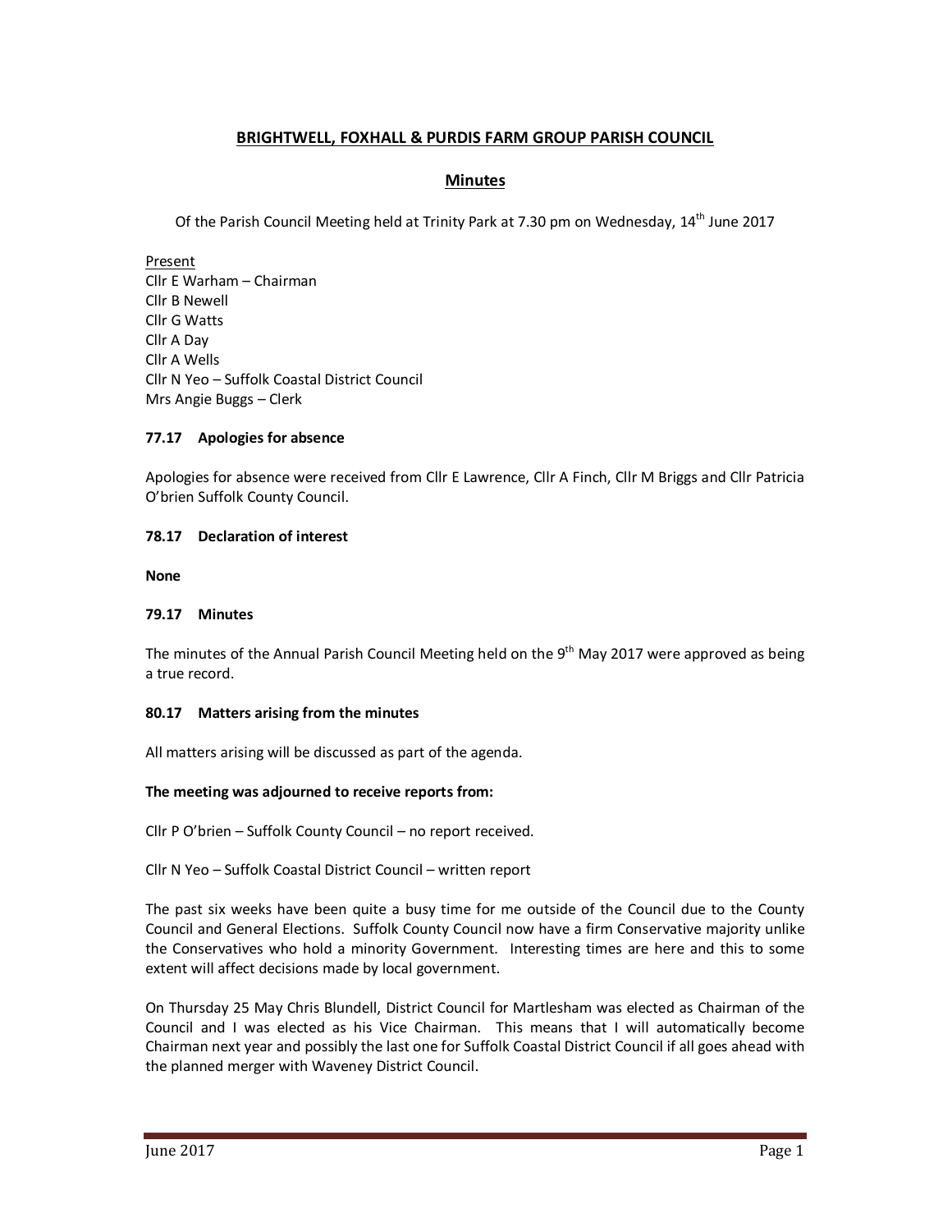# BRIGHTWELL, FOXHALL & PURDIS FARM GROUP PARISH COUNCIL

## Minutes

Of the Parish Council Meeting held at Trinity Park at 7.30 pm on Wednesday, 14th June 2017

Present
Cllr E Warham – Chairman
Cllr B Newell
Cllr G Watts
Cllr A Day
Cllr A Wells
Cllr N Yeo – Suffolk Coastal District Council
Mrs Angie Buggs – Clerk

### 77.17 Apologies for absence

Apologies for absence were received from Cllr E Lawrence, Cllr A Finch, Cllr M Briggs and Cllr Patricia O'brien Suffolk County Council.

### 78.17 Declaration of interest

**None**

### 79.17 Minutes

The minutes of the Annual Parish Council Meeting held on the 9th May 2017 were approved as being a true record.

### 80.17 Matters arising from the minutes

All matters arising will be discussed as part of the agenda.

**The meeting was adjourned to receive reports from:**

Cllr P O'brien – Suffolk County Council – no report received.

Cllr N Yeo – Suffolk Coastal District Council – written report

The past six weeks have been quite a busy time for me outside of the Council due to the County Council and General Elections. Suffolk County Council now have a firm Conservative majority unlike the Conservatives who hold a minority Government. Interesting times are here and this to some extent will affect decisions made by local government.

On Thursday 25 May Chris Blundell, District Council for Martlesham was elected as Chairman of the Council and I was elected as his Vice Chairman. This means that I will automatically become Chairman next year and possibly the last one for Suffolk Coastal District Council if all goes ahead with the planned merger with Waveney District Council.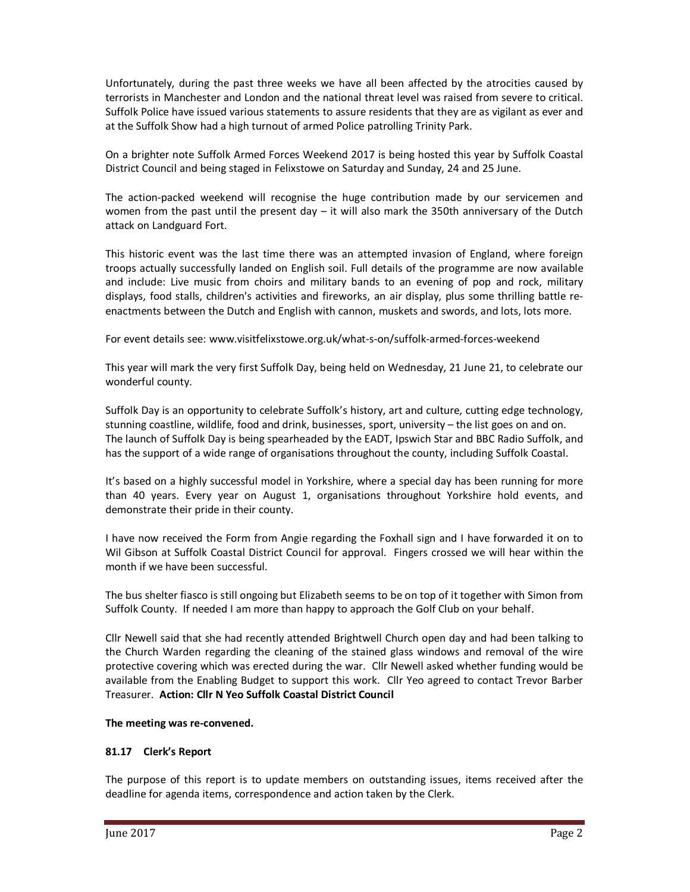Unfortunately, during the past three weeks we have all been affected by the atrocities caused by terrorists in Manchester and London and the national threat level was raised from severe to critical. Suffolk Police have issued various statements to assure residents that they are as vigilant as ever and at the Suffolk Show had a high turnout of armed Police patrolling Trinity Park.

On a brighter note Suffolk Armed Forces Weekend 2017 is being hosted this year by Suffolk Coastal District Council and being staged in Felixstowe on Saturday and Sunday, 24 and 25 June.

The action-packed weekend will recognise the huge contribution made by our servicemen and women from the past until the present day – it will also mark the 350th anniversary of the Dutch attack on Landguard Fort.

This historic event was the last time there was an attempted invasion of England, where foreign troops actually successfully landed on English soil. Full details of the programme are now available and include: Live music from choirs and military bands to an evening of pop and rock, military displays, food stalls, children's activities and fireworks, an air display, plus some thrilling battle re-enactments between the Dutch and English with cannon, muskets and swords, and lots, lots more.

For event details see: www.visitfelixstowe.org.uk/what-s-on/suffolk-armed-forces-weekend

This year will mark the very first Suffolk Day, being held on Wednesday, 21 June 21, to celebrate our wonderful county.

Suffolk Day is an opportunity to celebrate Suffolk's history, art and culture, cutting edge technology, stunning coastline, wildlife, food and drink, businesses, sport, university – the list goes on and on. The launch of Suffolk Day is being spearheaded by the EADT, Ipswich Star and BBC Radio Suffolk, and has the support of a wide range of organisations throughout the county, including Suffolk Coastal.

It's based on a highly successful model in Yorkshire, where a special day has been running for more than 40 years. Every year on August 1, organisations throughout Yorkshire hold events, and demonstrate their pride in their county.

I have now received the Form from Angie regarding the Foxhall sign and I have forwarded it on to Wil Gibson at Suffolk Coastal District Council for approval. Fingers crossed we will hear within the month if we have been successful.

The bus shelter fiasco is still ongoing but Elizabeth seems to be on top of it together with Simon from Suffolk County. If needed I am more than happy to approach the Golf Club on your behalf.

Cllr Newell said that she had recently attended Brightwell Church open day and had been talking to the Church Warden regarding the cleaning of the stained glass windows and removal of the wire protective covering which was erected during the war. Cllr Newell asked whether funding would be available from the Enabling Budget to support this work. Cllr Yeo agreed to contact Trevor Barber Treasurer. **Action: Cllr N Yeo Suffolk Coastal District Council**

**The meeting was re-convened.**

### 81.17 Clerk's Report

The purpose of this report is to update members on outstanding issues, items received after the deadline for agenda items, correspondence and action taken by the Clerk.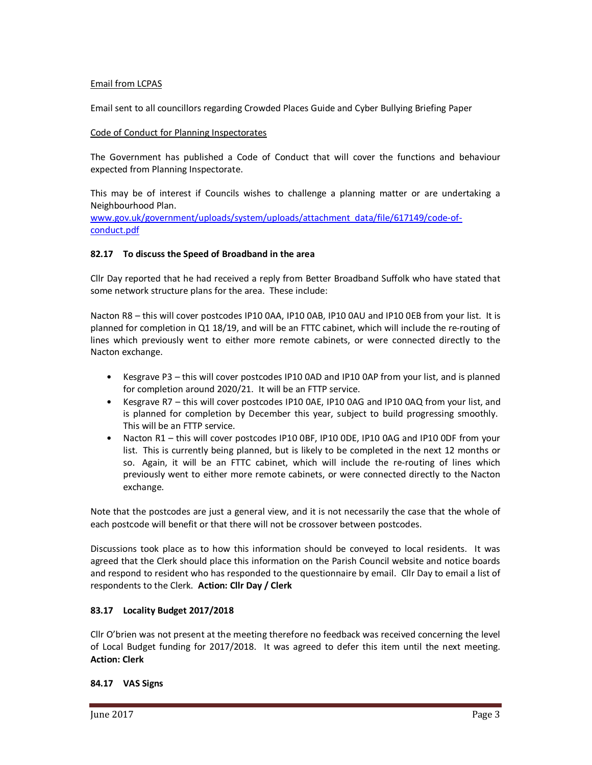Email from LCPAS

Email sent to all councillors regarding Crowded Places Guide and Cyber Bullying Briefing Paper

Code of Conduct for Planning Inspectorates

The Government has published a Code of Conduct that will cover the functions and behaviour expected from Planning Inspectorate.

This may be of interest if Councils wishes to challenge a planning matter or are undertaking a Neighbourhood Plan.
[www.gov.uk/government/uploads/system/uploads/attachment_data/file/617149/code-of-conduct.pdf](www.gov.uk/government/uploads/system/uploads/attachment_data/file/617149/code-of-conduct.pdf)

### 82.17 To discuss the Speed of Broadband in the area

Cllr Day reported that he had received a reply from Better Broadband Suffolk who have stated that some network structure plans for the area. These include:

Nacton R8 – this will cover postcodes IP10 0AA, IP10 0AB, IP10 0AU and IP10 0EB from your list. It is planned for completion in Q1 18/19, and will be an FTTC cabinet, which will include the re-routing of lines which previously went to either more remote cabinets, or were connected directly to the Nacton exchange.

- Kesgrave P3 – this will cover postcodes IP10 0AD and IP10 0AP from your list, and is planned for completion around 2020/21. It will be an FTTP service.
- Kesgrave R7 – this will cover postcodes IP10 0AE, IP10 0AG and IP10 0AQ from your list, and is planned for completion by December this year, subject to build progressing smoothly. This will be an FTTP service.
- Nacton R1 – this will cover postcodes IP10 0BF, IP10 0DE, IP10 0AG and IP10 0DF from your list. This is currently being planned, but is likely to be completed in the next 12 months or so. Again, it will be an FTTC cabinet, which will include the re-routing of lines which previously went to either more remote cabinets, or were connected directly to the Nacton exchange.

Note that the postcodes are just a general view, and it is not necessarily the case that the whole of each postcode will benefit or that there will not be crossover between postcodes.

Discussions took place as to how this information should be conveyed to local residents. It was agreed that the Clerk should place this information on the Parish Council website and notice boards and respond to resident who has responded to the questionnaire by email. Cllr Day to email a list of respondents to the Clerk. **Action: Cllr Day / Clerk**

### 83.17 Locality Budget 2017/2018

Cllr O'brien was not present at the meeting therefore no feedback was received concerning the level of Local Budget funding for 2017/2018. It was agreed to defer this item until the next meeting. **Action: Clerk**

### 84.17 VAS Signs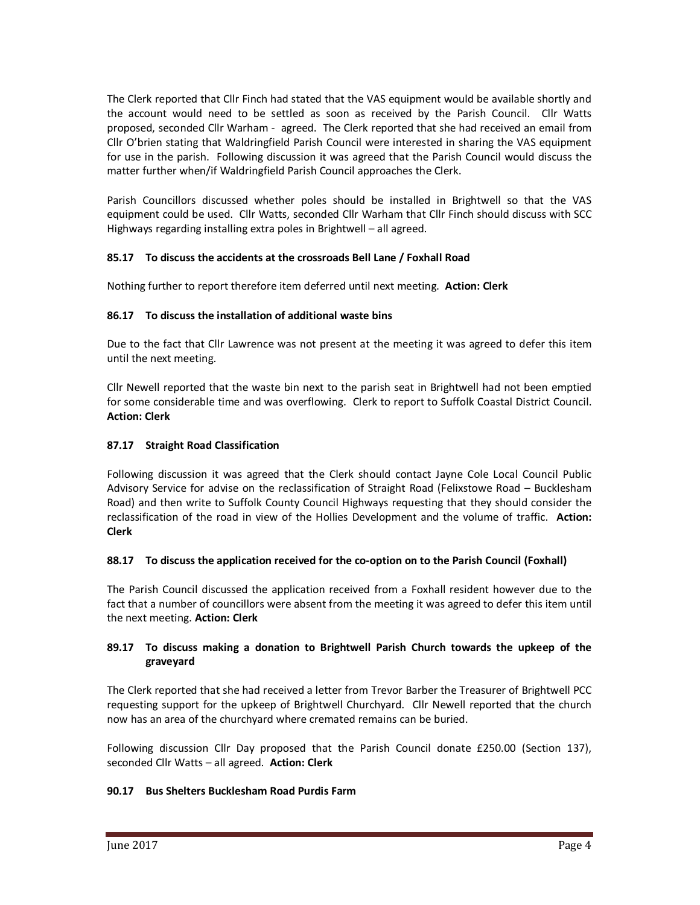The Clerk reported that Cllr Finch had stated that the VAS equipment would be available shortly and the account would need to be settled as soon as received by the Parish Council. Cllr Watts proposed, seconded Cllr Warham - agreed. The Clerk reported that she had received an email from Cllr O'brien stating that Waldringfield Parish Council were interested in sharing the VAS equipment for use in the parish. Following discussion it was agreed that the Parish Council would discuss the matter further when/if Waldringfield Parish Council approaches the Clerk.

Parish Councillors discussed whether poles should be installed in Brightwell so that the VAS equipment could be used. Cllr Watts, seconded Cllr Warham that Cllr Finch should discuss with SCC Highways regarding installing extra poles in Brightwell – all agreed.

### 85.17 To discuss the accidents at the crossroads Bell Lane / Foxhall Road

Nothing further to report therefore item deferred until next meeting. **Action: Clerk**

### 86.17 To discuss the installation of additional waste bins

Due to the fact that Cllr Lawrence was not present at the meeting it was agreed to defer this item until the next meeting.

Cllr Newell reported that the waste bin next to the parish seat in Brightwell had not been emptied for some considerable time and was overflowing. Clerk to report to Suffolk Coastal District Council. **Action: Clerk**

### 87.17 Straight Road Classification

Following discussion it was agreed that the Clerk should contact Jayne Cole Local Council Public Advisory Service for advise on the reclassification of Straight Road (Felixstowe Road – Bucklesham Road) and then write to Suffolk County Council Highways requesting that they should consider the reclassification of the road in view of the Hollies Development and the volume of traffic. **Action: Clerk**

### 88.17 To discuss the application received for the co-option on to the Parish Council (Foxhall)

The Parish Council discussed the application received from a Foxhall resident however due to the fact that a number of councillors were absent from the meeting it was agreed to defer this item until the next meeting. **Action: Clerk**

### 89.17 To discuss making a donation to Brightwell Parish Church towards the upkeep of the graveyard

The Clerk reported that she had received a letter from Trevor Barber the Treasurer of Brightwell PCC requesting support for the upkeep of Brightwell Churchyard. Cllr Newell reported that the church now has an area of the churchyard where cremated remains can be buried.

Following discussion Cllr Day proposed that the Parish Council donate £250.00 (Section 137), seconded Cllr Watts – all agreed. **Action: Clerk**

### 90.17 Bus Shelters Bucklesham Road Purdis Farm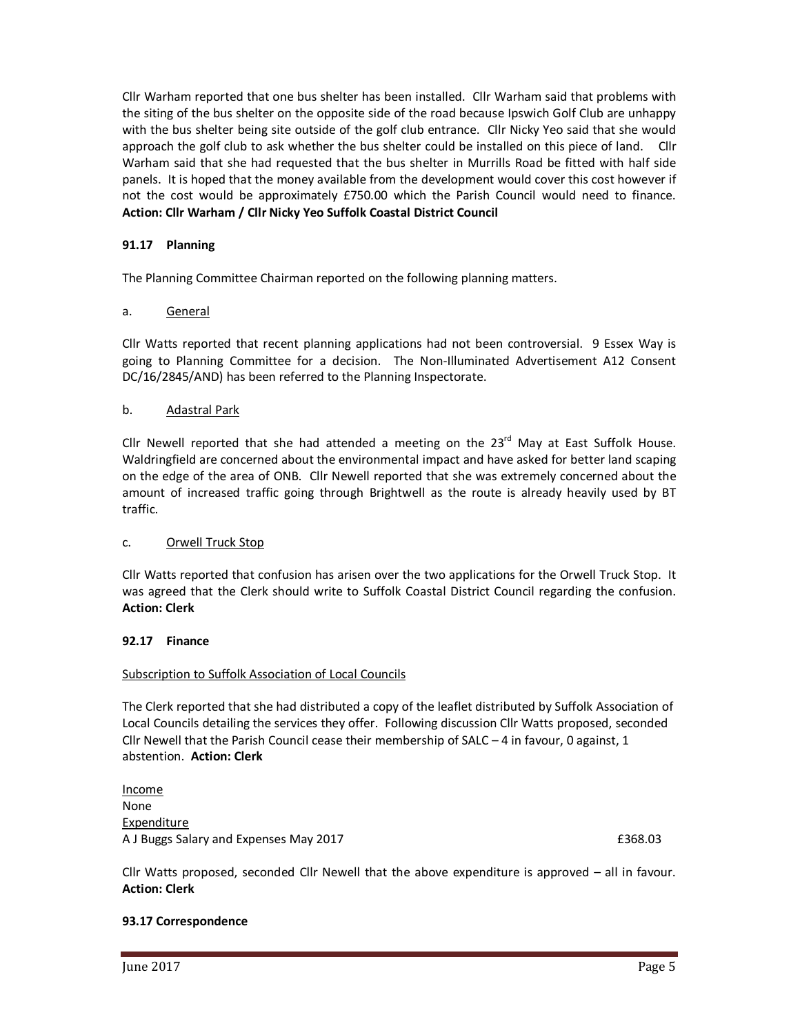Cllr Warham reported that one bus shelter has been installed. Cllr Warham said that problems with the siting of the bus shelter on the opposite side of the road because Ipswich Golf Club are unhappy with the bus shelter being site outside of the golf club entrance. Cllr Nicky Yeo said that she would approach the golf club to ask whether the bus shelter could be installed on this piece of land. Cllr Warham said that she had requested that the bus shelter in Murrills Road be fitted with half side panels. It is hoped that the money available from the development would cover this cost however if not the cost would be approximately £750.00 which the Parish Council would need to finance. **Action: Cllr Warham / Cllr Nicky Yeo Suffolk Coastal District Council**

### 91.17 Planning

The Planning Committee Chairman reported on the following planning matters.

a. General

Cllr Watts reported that recent planning applications had not been controversial. 9 Essex Way is going to Planning Committee for a decision. The Non-Illuminated Advertisement A12 Consent DC/16/2845/AND) has been referred to the Planning Inspectorate.

b. Adastral Park

Cllr Newell reported that she had attended a meeting on the 23rd May at East Suffolk House. Waldringfield are concerned about the environmental impact and have asked for better land scaping on the edge of the area of ONB. Cllr Newell reported that she was extremely concerned about the amount of increased traffic going through Brightwell as the route is already heavily used by BT traffic.

c. Orwell Truck Stop

Cllr Watts reported that confusion has arisen over the two applications for the Orwell Truck Stop. It was agreed that the Clerk should write to Suffolk Coastal District Council regarding the confusion. **Action: Clerk**

### 92.17 Finance

Subscription to Suffolk Association of Local Councils

The Clerk reported that she had distributed a copy of the leaflet distributed by Suffolk Association of Local Councils detailing the services they offer. Following discussion Cllr Watts proposed, seconded Cllr Newell that the Parish Council cease their membership of SALC – 4 in favour, 0 against, 1 abstention. **Action: Clerk**

Income
None
Expenditure

| | |
|---|---|
| A J Buggs Salary and Expenses May 2017 | £368.03 |

Cllr Watts proposed, seconded Cllr Newell that the above expenditure is approved – all in favour. **Action: Clerk**

### 93.17 Correspondence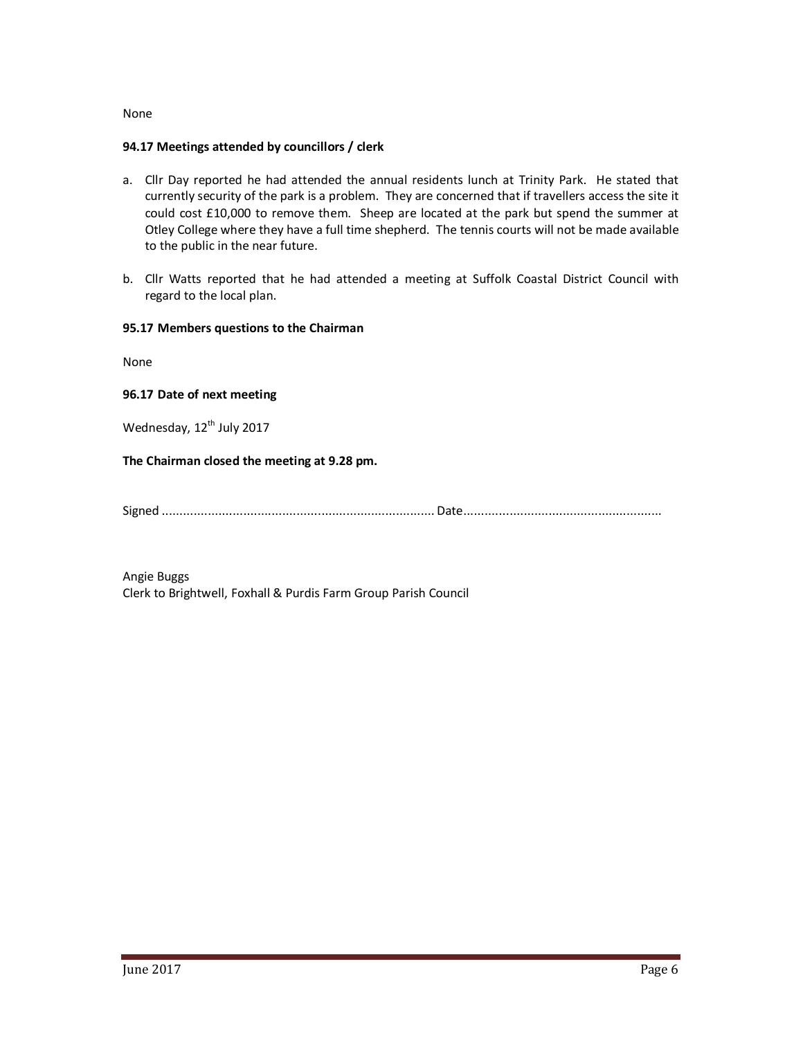None

**94.17 Meetings attended by councillors / clerk**

a. Cllr Day reported he had attended the annual residents lunch at Trinity Park. He stated that currently security of the park is a problem. They are concerned that if travellers access the site it could cost £10,000 to remove them. Sheep are located at the park but spend the summer at Otley College where they have a full time shepherd. The tennis courts will not be made available to the public in the near future.

b. Cllr Watts reported that he had attended a meeting at Suffolk Coastal District Council with regard to the local plan.

**95.17 Members questions to the Chairman**

None

**96.17 Date of next meeting**

Wednesday, 12th July 2017

**The Chairman closed the meeting at 9.28 pm.**

Signed ............................................................................ Date.......................................................

Angie Buggs
Clerk to Brightwell, Foxhall & Purdis Farm Group Parish Council